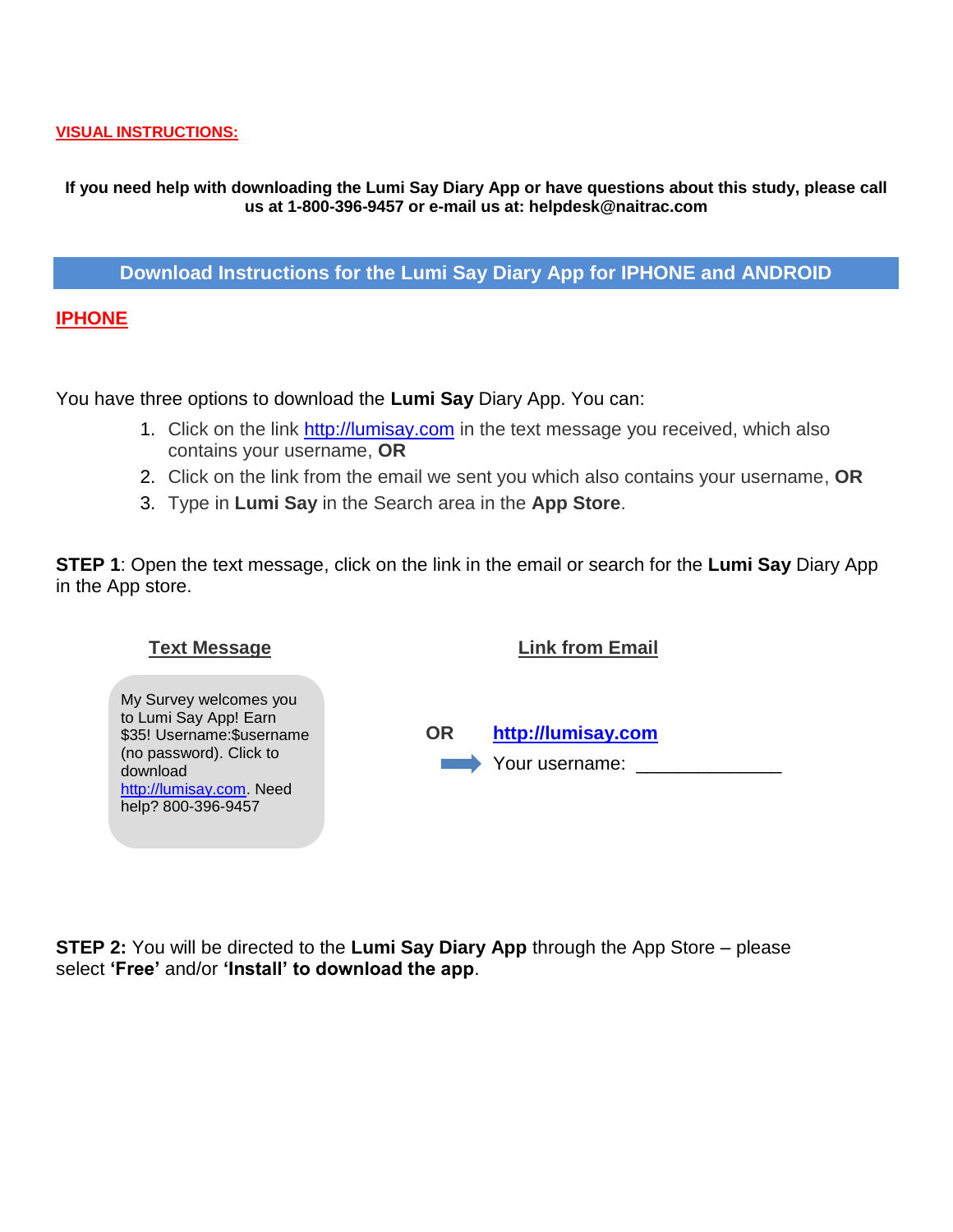**VISUAL INSTRUCTIONS:**

**If you need help with downloading the Lumi Say Diary App or have questions about this study, please call us at 1-800-396-9457 or e-mail us at: helpdesk@naitrac.com**

## Download Instructions for the Lumi Say Diary App for IPHONE and ANDROID

### IPHONE

You have three options to download the **Lumi Say** Diary App. You can:

1. Click on the link http://lumisay.com in the text message you received, which also contains your username, **OR**
2. Click on the link from the email we sent you which also contains your username, **OR**
3. Type in **Lumi Say** in the Search area in the **App Store**.

**STEP 1**: Open the text message, click on the link in the email or search for the **Lumi Say** Diary App in the App store.

**Text Message**

My Survey welcomes you to Lumi Say App! Earn $35! Username:$username (no password). Click to download http://lumisay.com. Need help? 800-396-9457

**OR**

**Link from Email**

**http://lumisay.com**

Your username: ______________

**STEP 2:** You will be directed to the **Lumi Say Diary App** through the App Store – please select **'Free'** and/or **'Install' to download the app**.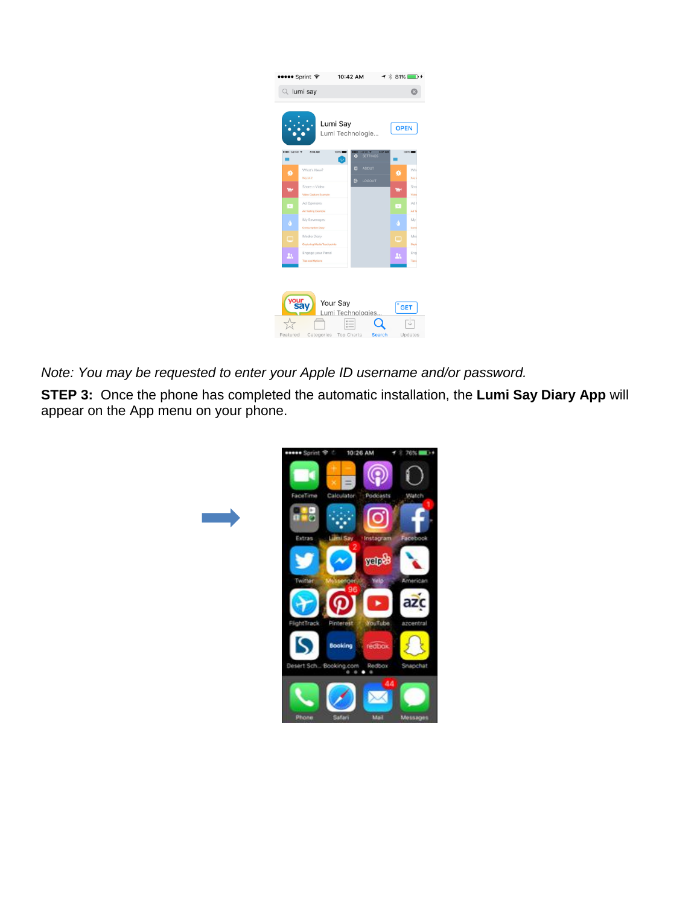*Note: You may be requested to enter your Apple ID username and/or password.*

**STEP 3:** Once the phone has completed the automatic installation, the **Lumi Say Diary App** will appear on the App menu on your phone.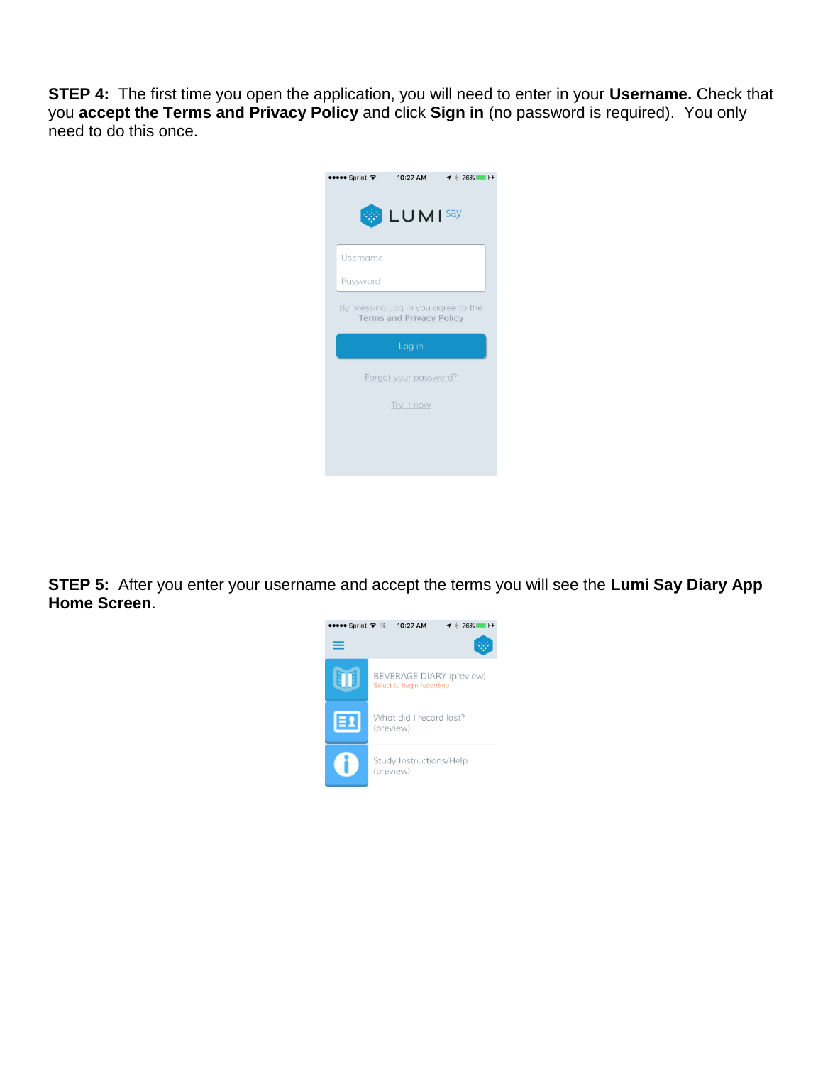**STEP 4:** The first time you open the application, you will need to enter in your **Username.** Check that you **accept the Terms and Privacy Policy** and click **Sign in** (no password is required). You only need to do this once.

**STEP 5:** After you enter your username and accept the terms you will see the **Lumi Say Diary App Home Screen**.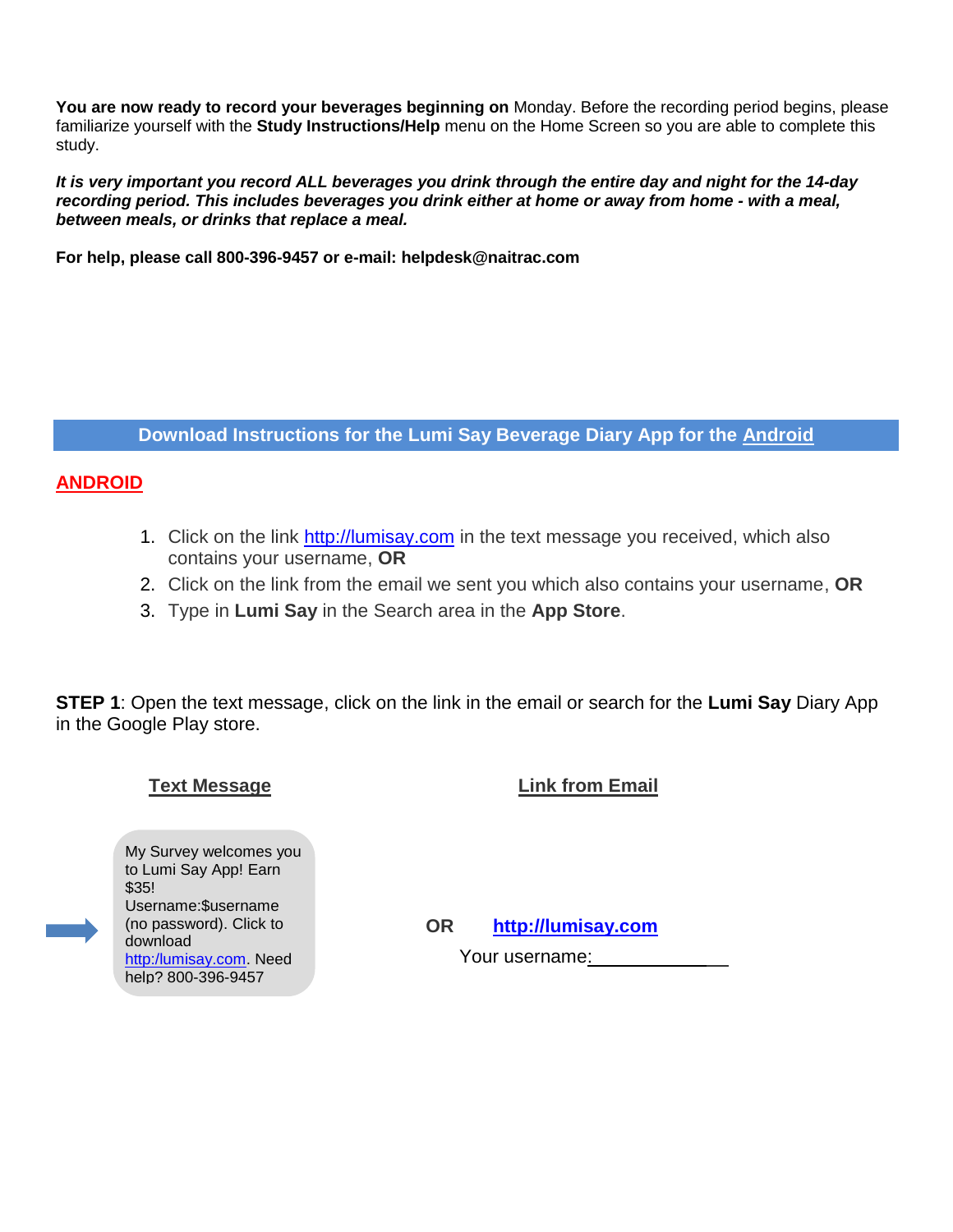**You are now ready to record your beverages beginning on** Monday. Before the recording period begins, please familiarize yourself with the **Study Instructions/Help** menu on the Home Screen so you are able to complete this study.

***It is very important you record ALL beverages you drink through the entire day and night for the 14-day recording period. This includes beverages you drink either at home or away from home - with a meal, between meals, or drinks that replace a meal.***

**For help, please call 800-396-9457 or e-mail: helpdesk@naitrac.com**

## Download Instructions for the Lumi Say Beverage Diary App for the Android

### ANDROID

1. Click on the link http://lumisay.com in the text message you received, which also contains your username, **OR**
2. Click on the link from the email we sent you which also contains your username, **OR**
3. Type in **Lumi Say** in the Search area in the **App Store**.

**STEP 1**: Open the text message, click on the link in the email or search for the **Lumi Say** Diary App in the Google Play store.

**Text Message**

My Survey welcomes you to Lumi Say App! Earn $35! Username:$username (no password). Click to download http://lumisay.com. Need help? 800-396-9457

**OR**

**Link from Email**

**http://lumisay.com**

Your username:\_\_\_\_\_\_\_\_\_\_\_\_\_\_\_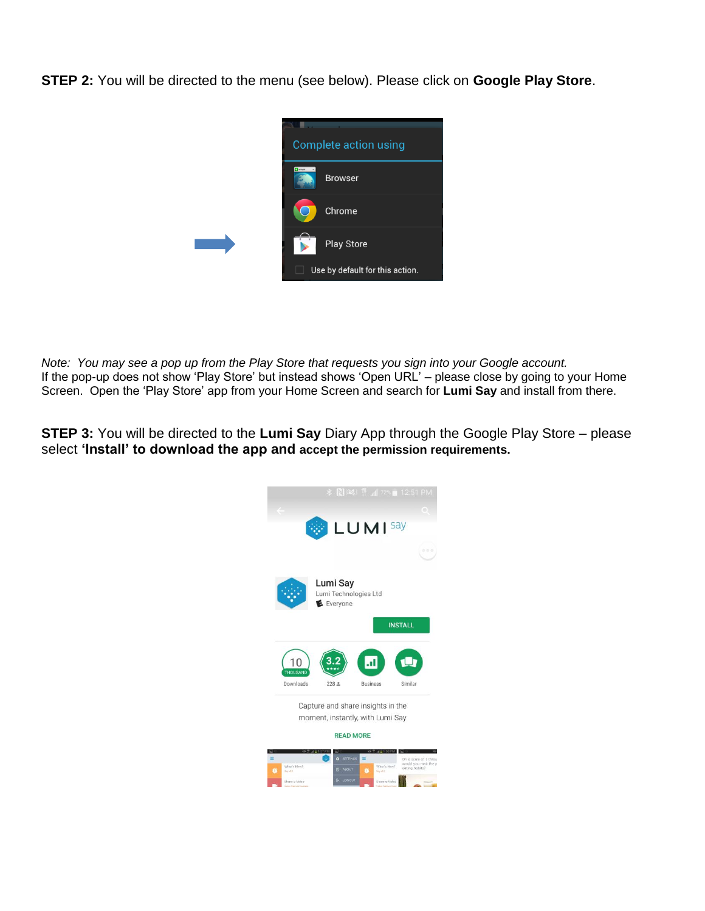**STEP 2:** You will be directed to the menu (see below). Please click on **Google Play Store**.

*Note: You may see a pop up from the Play Store that requests you sign into your Google account.*
If the pop-up does not show 'Play Store' but instead shows 'Open URL' – please close by going to your Home Screen. Open the 'Play Store' app from your Home Screen and search for **Lumi Say** and install from there.

**STEP 3:** You will be directed to the **Lumi Say** Diary App through the Google Play Store – please select **'Install' to download the app and accept the permission requirements.**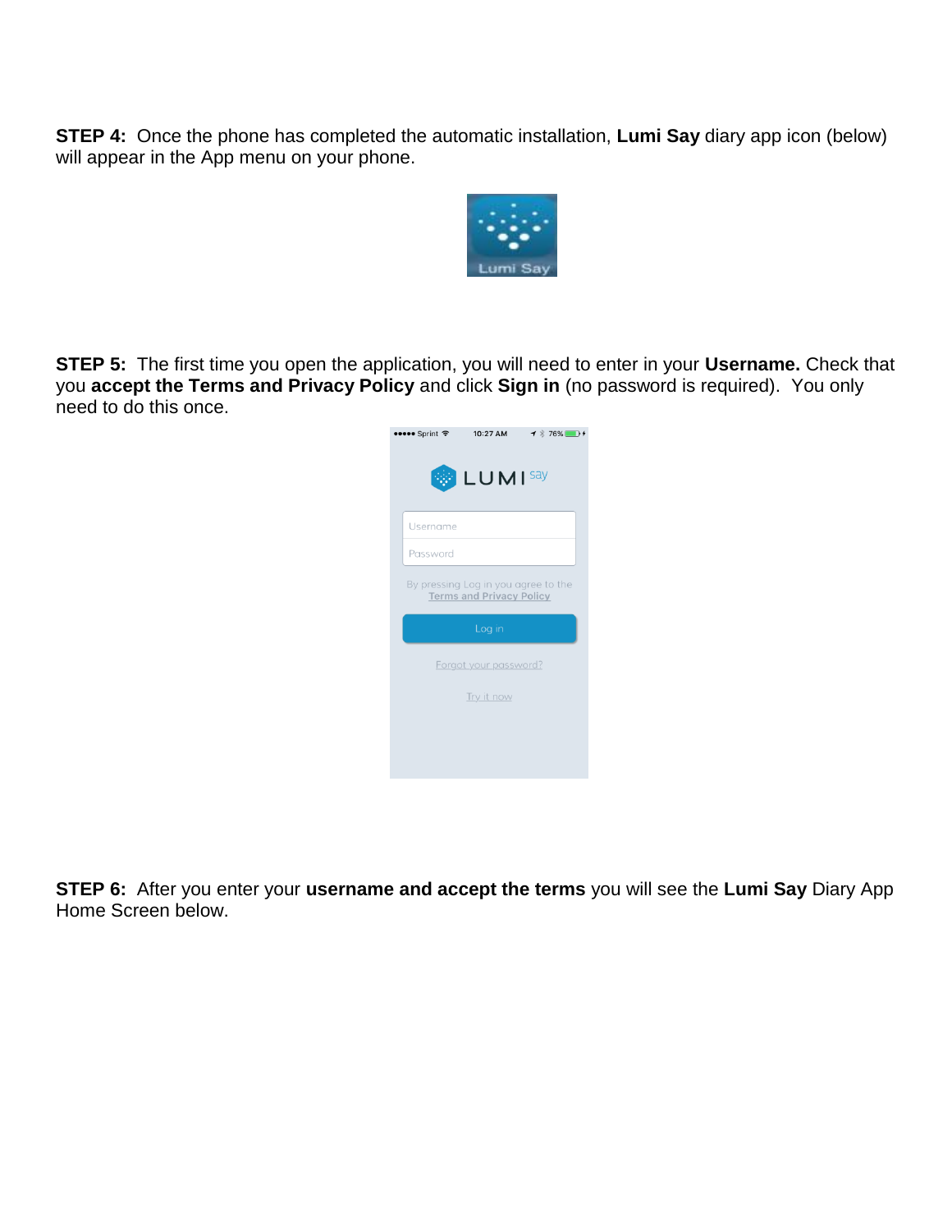**STEP 4:** Once the phone has completed the automatic installation, **Lumi Say** diary app icon (below) will appear in the App menu on your phone.

**STEP 5:** The first time you open the application, you will need to enter in your **Username.** Check that you **accept the Terms and Privacy Policy** and click **Sign in** (no password is required). You only need to do this once.

**STEP 6:** After you enter your **username and accept the terms** you will see the **Lumi Say** Diary App Home Screen below.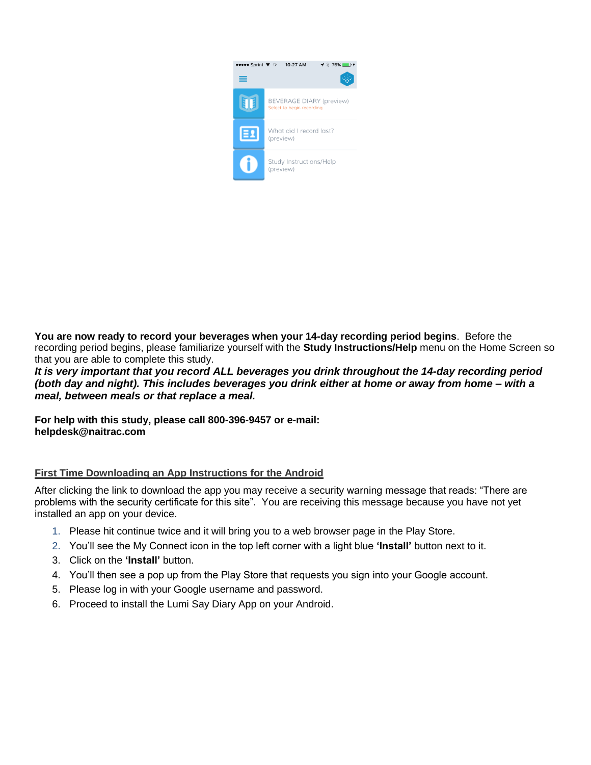**You are now ready to record your beverages when your 14-day recording period begins**. Before the recording period begins, please familiarize yourself with the **Study Instructions/Help** menu on the Home Screen so that you are able to complete this study.

***It is very important that you record ALL beverages you drink throughout the 14-day recording period (both day and night). This includes beverages you drink either at home or away from home – with a meal, between meals or that replace a meal.***

**For help with this study, please call 800-396-9457 or e-mail: helpdesk@naitrac.com**

## First Time Downloading an App Instructions for the Android

After clicking the link to download the app you may receive a security warning message that reads: "There are problems with the security certificate for this site". You are receiving this message because you have not yet installed an app on your device.

1. Please hit continue twice and it will bring you to a web browser page in the Play Store.
2. You'll see the My Connect icon in the top left corner with a light blue **'Install'** button next to it.
3. Click on the **'Install'** button.
4. You'll then see a pop up from the Play Store that requests you sign into your Google account.
5. Please log in with your Google username and password.
6. Proceed to install the Lumi Say Diary App on your Android.